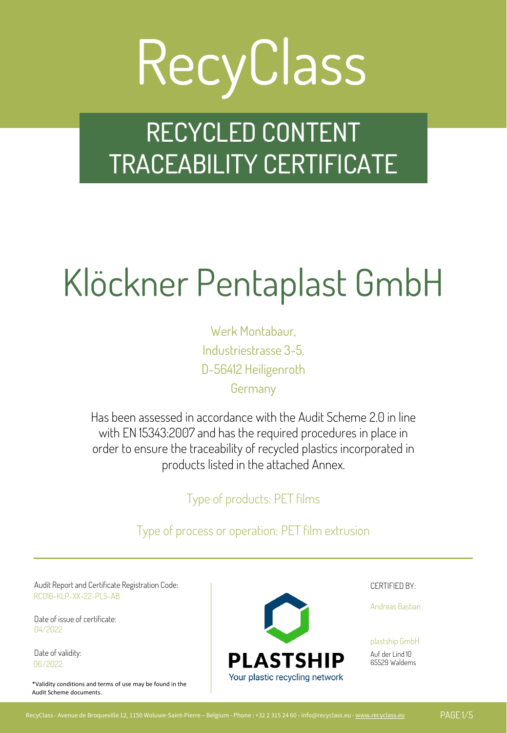# RecyClass

## RECYCLED CONTENT TRACEABILITY CERTIFICATE

# Klöckner Pentaplast GmbH

Werk Montabaur,
Industriestrasse 3-5,
D-56412 Heiligenroth
Germany

Has been assessed in accordance with the Audit Scheme 2.0 in line with EN 15343:2007 and has the required procedures in place in order to ensure the traceability of recycled plastics incorporated in products listed in the attached Annex.

Type of products: PET films

Type of process or operation: PET film extrusion

Audit Report and Certificate Registration Code:
RC016-KLP-XX-22-PLS-AB

Date of issue of certificate:
04/2022

Date of validity:
06/2022

*Validity conditions and terms of use may be found in the Audit Scheme documents.

PLASTSHIP
Your plastic recycling network

CERTIFIED BY:

Andreas Bastian

plastship GmbH
Auf der Lind 10
65529 Waldems

RecyClass - Avenue de Broqueville 12, 1150 Woluwe-Saint-Pierre – Belgium - Phone : +32 2 315 24 60 - info@recyclass.eu - www.recyclass.eu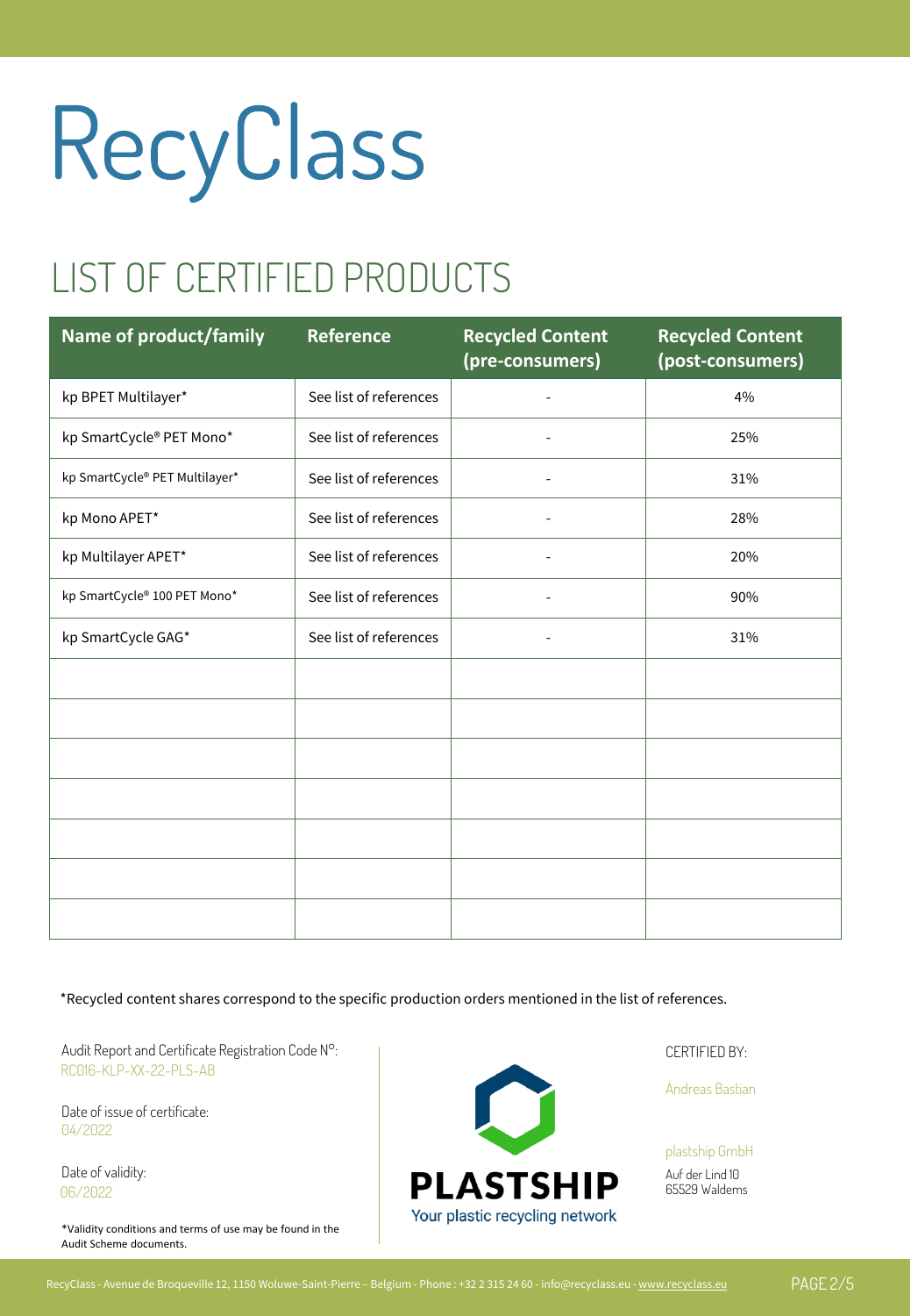# RecyClass

## LIST OF CERTIFIED PRODUCTS

| Name of product/family | Reference | Recycled Content (pre-consumers) | Recycled Content (post-consumers) |
|---|---|---|---|
| kp BPET Multilayer* | See list of references | - | 4% |
| kp SmartCycle® PET Mono* | See list of references | - | 25% |
| kp SmartCycle® PET Multilayer* | See list of references | - | 31% |
| kp Mono APET* | See list of references | - | 28% |
| kp Multilayer APET* | See list of references | - | 20% |
| kp SmartCycle® 100 PET Mono* | See list of references | - | 90% |
| kp SmartCycle GAG* | See list of references | - | 31% |
| | | | |
| | | | |
| | | | |
| | | | |
| | | | |
| | | | |
| | | | |

*Recycled content shares correspond to the specific production orders mentioned in the list of references.

Audit Report and Certificate Registration Code N°:
RC016-KLP-XX-22-PLS-AB

Date of issue of certificate:
04/2022

Date of validity:
06/2022

*Validity conditions and terms of use may be found in the Audit Scheme documents.

PLASTSHIP
Your plastic recycling network

CERTIFIED BY:

Andreas Bastian

plastship GmbH
Auf der Lind 10
65529 Waldems

RecyClass - Avenue de Broqueville 12, 1150 Woluwe-Saint-Pierre – Belgium - Phone : +32 2 315 24 60 - info@recyclass.eu - www.recyclass.eu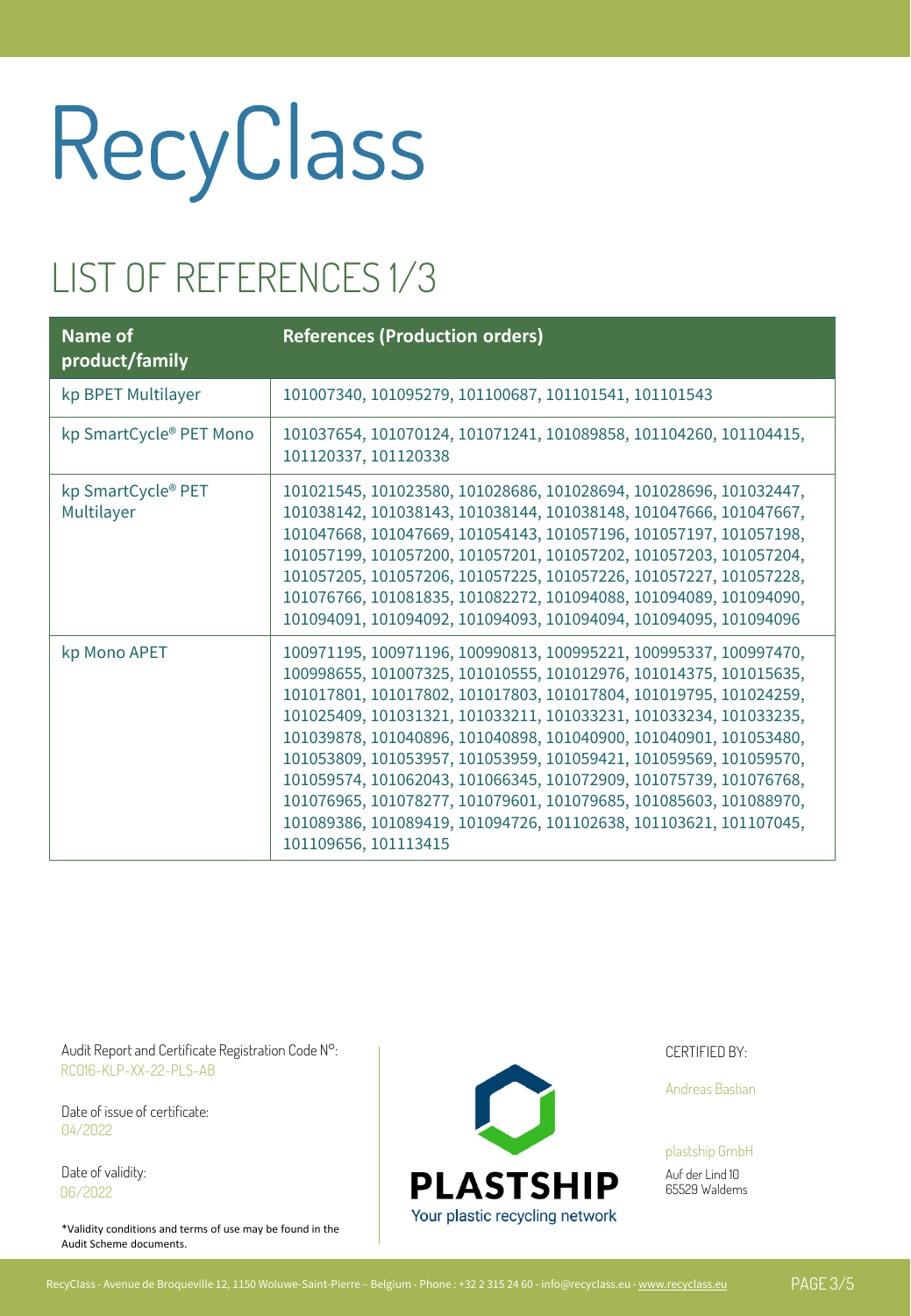# RecyClass

## LIST OF REFERENCES 1/3

| Name of product/family | References (Production orders) |
| --- | --- |
| kp BPET Multilayer | 101007340, 101095279, 101100687, 101101541, 101101543 |
| kp SmartCycle® PET Mono | 101037654, 101070124, 101071241, 101089858, 101104260, 101104415, 101120337, 101120338 |
| kp SmartCycle® PET Multilayer | 101021545, 101023580, 101028686, 101028694, 101028696, 101032447, 101038142, 101038143, 101038144, 101038148, 101047666, 101047667, 101047668, 101047669, 101054143, 101057196, 101057197, 101057198, 101057199, 101057200, 101057201, 101057202, 101057203, 101057204, 101057205, 101057206, 101057225, 101057226, 101057227, 101057228, 101076766, 101081835, 101082272, 101094088, 101094089, 101094090, 101094091, 101094092, 101094093, 101094094, 101094095, 101094096 |
| kp Mono APET | 100971195, 100971196, 100990813, 100995221, 100995337, 100997470, 100998655, 101007325, 101010555, 101012976, 101014375, 101015635, 101017801, 101017802, 101017803, 101017804, 101019795, 101024259, 101025409, 101031321, 101033211, 101033231, 101033234, 101033235, 101039878, 101040896, 101040898, 101040900, 101040901, 101053480, 101053809, 101053957, 101053959, 101059421, 101059569, 101059570, 101059574, 101062043, 101066345, 101072909, 101075739, 101076768, 101076965, 101078277, 101079601, 101079685, 101085603, 101088970, 101089386, 101089419, 101094726, 101102638, 101103621, 101107045, 101109656, 101113415 |

Audit Report and Certificate Registration Code N°:
RC016-KLP-XX-22-PLS-AB

Date of issue of certificate:
04/2022

Date of validity:
06/2022

*Validity conditions and terms of use may be found in the Audit Scheme documents.

PLASTSHIP
Your plastic recycling network

CERTIFIED BY:

Andreas Bastian

plastship GmbH
Auf der Lind 10
65529 Waldems

RecyClass - Avenue de Broqueville 12, 1150 Woluwe-Saint-Pierre – Belgium - Phone : +32 2 315 24 60 - info@recyclass.eu - www.recyclass.eu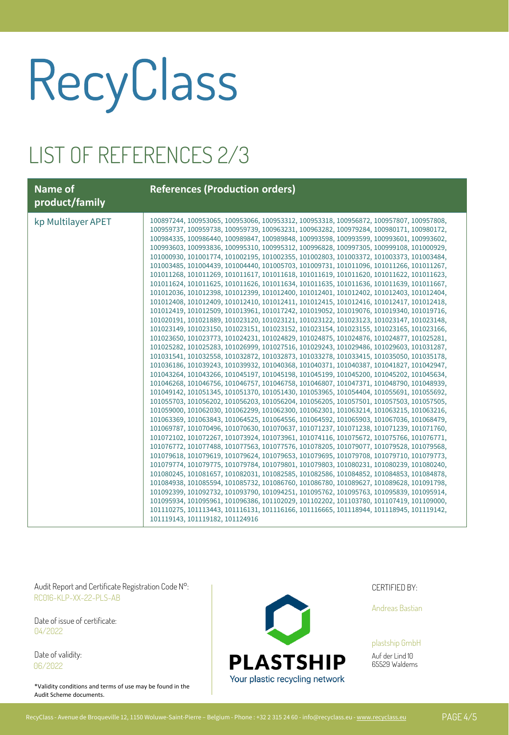# RecyClass

## LIST OF REFERENCES 2/3

| Name of product/family | References (Production orders) |
|---|---|
| kp Multilayer APET | 100897244, 100953065, 100953066, 100953312, 100953318, 100956872, 100957807, 100957808, 100959737, 100959738, 100959739, 100963231, 100963282, 100979284, 100980171, 100980172, 100984335, 100986440, 100989847, 100989848, 100993598, 100993599, 100993601, 100993602, 100993603, 100993836, 100995310, 100995312, 100996828, 100997305, 100999108, 101000929, 101000930, 101001774, 101002195, 101002355, 101002803, 101003372, 101003373, 101003484, 101003485, 101004439, 101004440, 101005703, 101009731, 101011096, 101011266, 101011267, 101011268, 101011269, 101011617, 101011618, 101011619, 101011620, 101011622, 101011623, 101011624, 101011625, 101011626, 101011634, 101011635, 101011636, 101011639, 101011667, 101012036, 101012398, 101012399, 101012400, 101012401, 101012402, 101012403, 101012404, 101012408, 101012409, 101012410, 101012411, 101012415, 101012416, 101012417, 101012418, 101012419, 101012509, 101013961, 101017242, 101019052, 101019076, 101019340, 101019716, 101020191, 101021889, 101023120, 101023121, 101023122, 101023123, 101023147, 101023148, 101023149, 101023150, 101023151, 101023152, 101023154, 101023155, 101023165, 101023166, 101023650, 101023773, 101024231, 101024829, 101024875, 101024876, 101024877, 101025281, 101025282, 101025283, 101026999, 101027516, 101029243, 101029486, 101029603, 101031287, 101031541, 101032558, 101032872, 101032873, 101033278, 101033415, 101035050, 101035178, 101036186, 101039243, 101039932, 101040368, 101040371, 101040387, 101041827, 101042947, 101043264, 101043266, 101045197, 101045198, 101045199, 101045200, 101045202, 101045634, 101046268, 101046756, 101046757, 101046758, 101046807, 101047371, 101048790, 101048939, 101049142, 101051345, 101051370, 101051430, 101053965, 101054404, 101055691, 101055692, 101055703, 101056202, 101056203, 101056204, 101056205, 101057501, 101057503, 101057505, 101059000, 101062030, 101062299, 101062300, 101062301, 101063214, 101063215, 101063216, 101063369, 101063843, 101064525, 101064556, 101064592, 101065903, 101067036, 101068479, 101069787, 101070496, 101070630, 101070637, 101071237, 101071238, 101071239, 101071760, 101072102, 101072267, 101073924, 101073961, 101074116, 101075672, 101075766, 101076771, 101076772, 101077488, 101077563, 101077576, 101078205, 101079077, 101079528, 101079568, 101079618, 101079619, 101079624, 101079653, 101079695, 101079708, 101079710, 101079773, 101079774, 101079775, 101079784, 101079801, 101079803, 101080231, 101080239, 101080240, 101080245, 101081657, 101082031, 101082585, 101082586, 101084852, 101084853, 101084878, 101084938, 101085594, 101085732, 101086760, 101086780, 101089627, 101089628, 101091798, 101092399, 101092732, 101093790, 101094251, 101095762, 101095763, 101095839, 101095914, 101095934, 101095961, 101096386, 101102029, 101102202, 101103780, 101107419, 101109000, 101110275, 101113443, 101116131, 101116166, 101116665, 101118944, 101118945, 101119142, 101119143, 101119182, 101124916 |

Audit Report and Certificate Registration Code N°:
RC016-KLP-XX-22-PLS-AB

Date of issue of certificate:
04/2022

Date of validity:
06/2022

*Validity conditions and terms of use may be found in the Audit Scheme documents.

PLASTSHIP
Your plastic recycling network

CERTIFIED BY:

Andreas Bastian

plastship GmbH
Auf der Lind 10
65529 Waldems

RecyClass - Avenue de Broqueville 12, 1150 Woluwe-Saint-Pierre – Belgium - Phone : +32 2 315 24 60 - info@recyclass.eu - www.recyclass.eu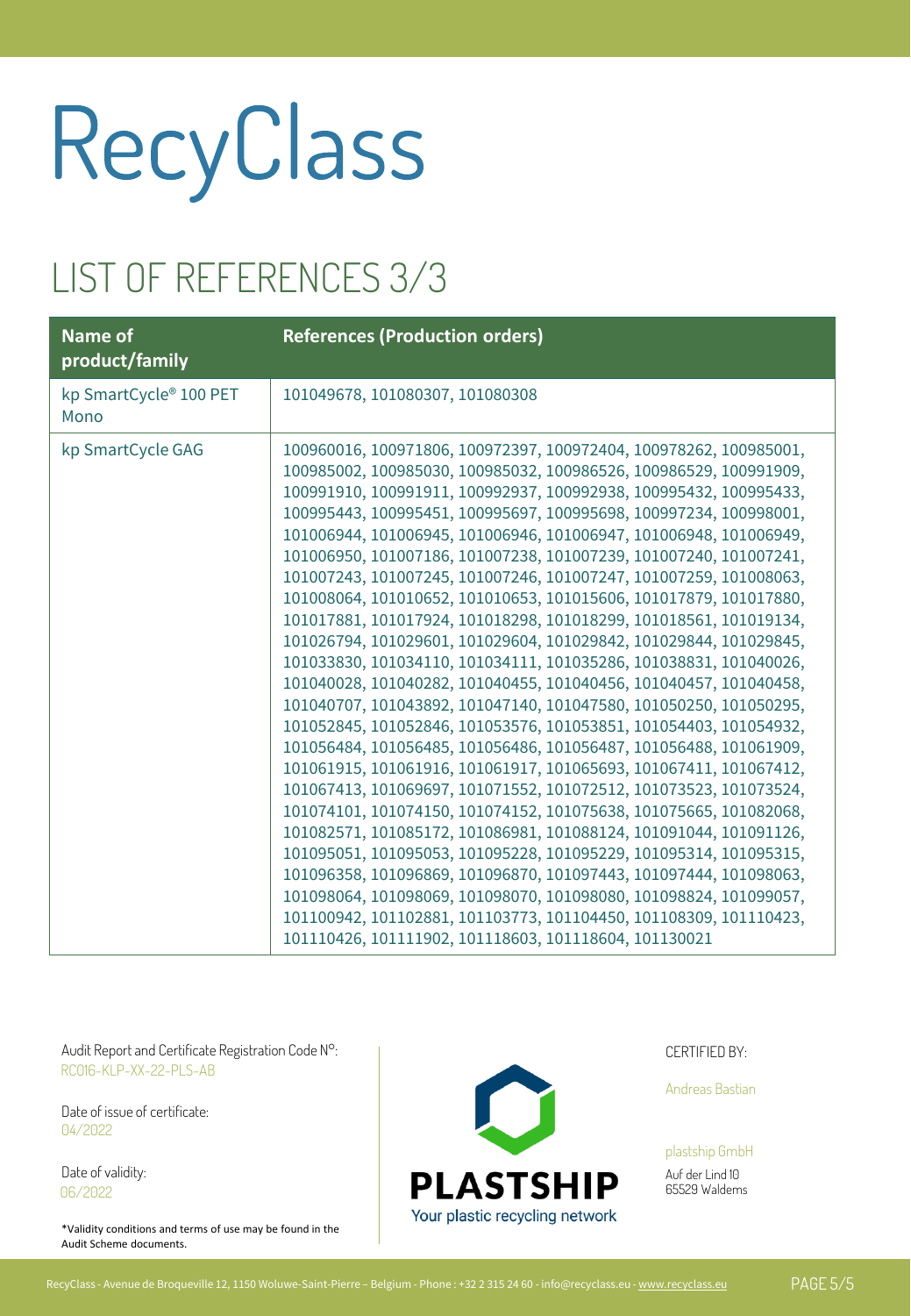# RecyClass

## LIST OF REFERENCES 3/3

| Name of product/family | References (Production orders) |
|---|---|
| kp SmartCycle® 100 PET Mono | 101049678, 101080307, 101080308 |
| kp SmartCycle GAG | 100960016, 100971806, 100972397, 100972404, 100978262, 100985001, 100985002, 100985030, 100985032, 100986526, 100986529, 100991909, 100991910, 100991911, 100992937, 100992938, 100995432, 100995433, 100995443, 100995451, 100995697, 100995698, 100997234, 100998001, 101006944, 101006945, 101006946, 101006947, 101006948, 101006949, 101006950, 101007186, 101007238, 101007239, 101007240, 101007241, 101007243, 101007245, 101007246, 101007247, 101007259, 101008063, 101008064, 101010652, 101010653, 101015606, 101017879, 101017880, 101017881, 101017924, 101018298, 101018299, 101018561, 101019134, 101026794, 101029601, 101029604, 101029842, 101029844, 101029845, 101033830, 101034110, 101034111, 101035286, 101038831, 101040026, 101040028, 101040282, 101040455, 101040456, 101040457, 101040458, 101040707, 101043892, 101047140, 101047580, 101050250, 101050295, 101052845, 101052846, 101053576, 101053851, 101054403, 101054932, 101056484, 101056485, 101056486, 101056487, 101056488, 101061909, 101061915, 101061916, 101061917, 101065693, 101067411, 101067412, 101067413, 101069697, 101071552, 101072512, 101073523, 101073524, 101074101, 101074150, 101074152, 101075638, 101075665, 101082068, 101082571, 101085172, 101086981, 101088124, 101091044, 101091126, 101095051, 101095053, 101095228, 101095229, 101095314, 101095315, 101096358, 101096869, 101096870, 101097443, 101097444, 101098063, 101098064, 101098069, 101098070, 101098080, 101098824, 101099057, 101100942, 101102881, 101103773, 101104450, 101108309, 101110423, 101110426, 101111902, 101118603, 101118604, 101130021 |

Audit Report and Certificate Registration Code N°:
RC016-KLP-XX-22-PLS-AB

Date of issue of certificate:
04/2022

Date of validity:
06/2022

*Validity conditions and terms of use may be found in the Audit Scheme documents.

PLASTSHIP
Your plastic recycling network

CERTIFIED BY:

Andreas Bastian

plastship GmbH
Auf der Lind 10
65529 Waldems

RecyClass - Avenue de Broqueville 12, 1150 Woluwe-Saint-Pierre – Belgium - Phone : +32 2 315 24 60 - info@recyclass.eu - www.recyclass.eu